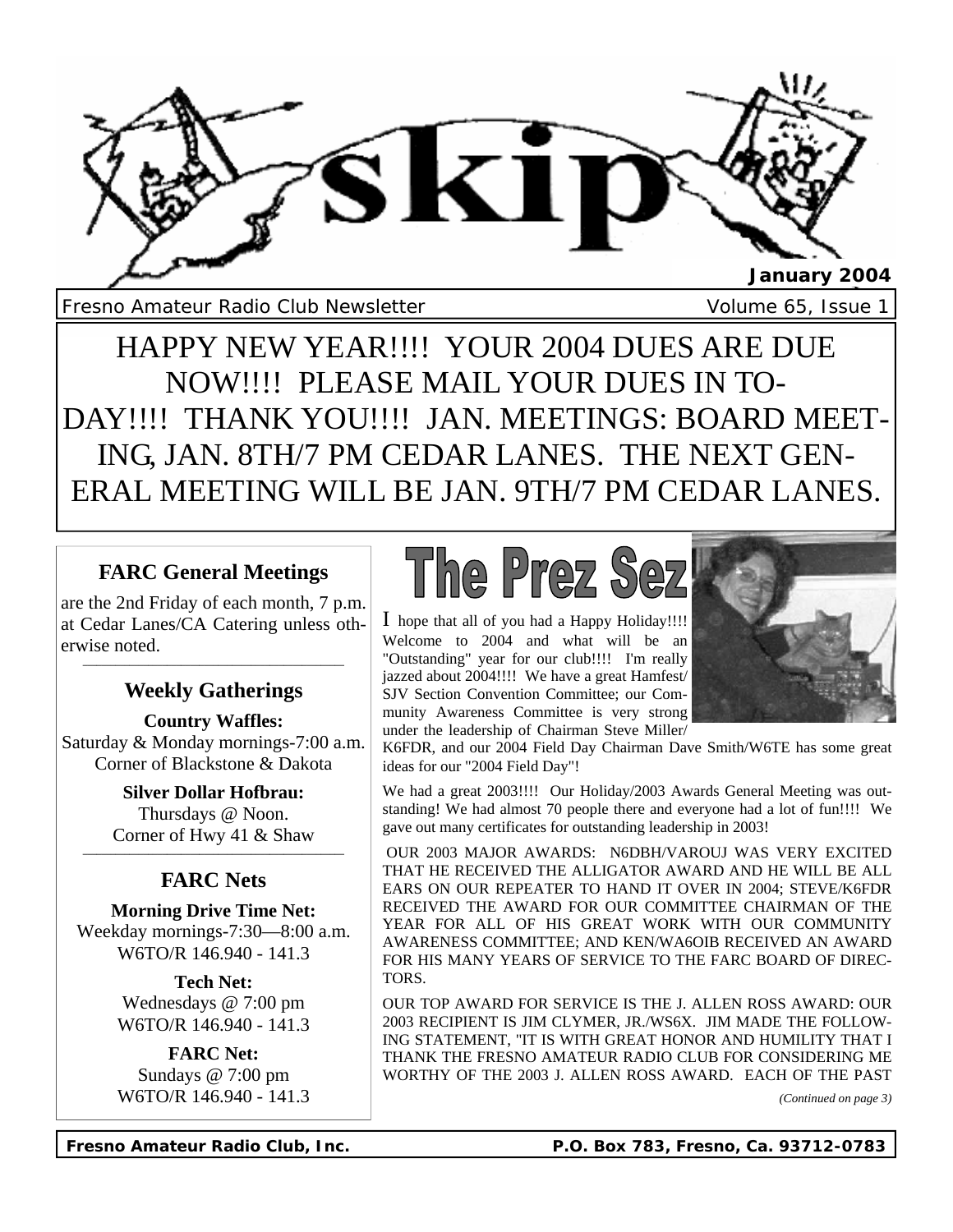# skip

**January 2004**

Fresno Amateur Radio Club Newsletter — Volume 65, Issue 1

HAPPY NEW YEAR!!!! YOUR 2004 DUES ARE DUE NOW!!!! PLEASE MAIL YOUR DUES IN TODAY!!!! THANK YOU!!!! JAN. MEETINGS: BOARD MEETING, JAN. 8TH/7 PM CEDAR LANES. THE NEXT GENERAL MEETING WILL BE JAN. 9TH/7 PM CEDAR LANES.

## FARC General Meetings

are the 2nd Friday of each month, 7 p.m. at Cedar Lanes/CA Catering unless otherwise noted.

## Weekly Gatherings

**Country Waffles:**
Saturday & Monday mornings-7:00 a.m.
Corner of Blackstone & Dakota

**Silver Dollar Hofbrau:**
Thursdays @ Noon.
Corner of Hwy 41 & Shaw

## FARC Nets

**Morning Drive Time Net:**
Weekday mornings-7:30—8:00 a.m.
W6TO/R 146.940 - 141.3

**Tech Net:**
Wednesdays @ 7:00 pm
W6TO/R 146.940 - 141.3

**FARC Net:**
Sundays @ 7:00 pm
W6TO/R 146.940 - 141.3

## The Prez Sez

I hope that all of you had a Happy Holiday!!!! Welcome to 2004 and what will be an "Outstanding" year for our club!!!! I'm really jazzed about 2004!!!! We have a great Hamfest/SJV Section Convention Committee; our Community Awareness Committee is very strong under the leadership of Chairman Steve Miller/K6FDR, and our 2004 Field Day Chairman Dave Smith/W6TE has some great ideas for our "2004 Field Day"!

We had a great 2003!!!! Our Holiday/2003 Awards General Meeting was outstanding! We had almost 70 people there and everyone had a lot of fun!!!! We gave out many certificates for outstanding leadership in 2003!

OUR 2003 MAJOR AWARDS: N6DBH/VAROUJ WAS VERY EXCITED THAT HE RECEIVED THE ALLIGATOR AWARD AND HE WILL BE ALL EARS ON OUR REPEATER TO HAND IT OVER IN 2004; STEVE/K6FDR RECEIVED THE AWARD FOR OUR COMMITTEE CHAIRMAN OF THE YEAR FOR ALL OF HIS GREAT WORK WITH OUR COMMUNITY AWARENESS COMMITTEE; AND KEN/WA6OIB RECEIVED AN AWARD FOR HIS MANY YEARS OF SERVICE TO THE FARC BOARD OF DIRECTORS.

OUR TOP AWARD FOR SERVICE IS THE J. ALLEN ROSS AWARD: OUR 2003 RECIPIENT IS JIM CLYMER, JR./WS6X. JIM MADE THE FOLLOWING STATEMENT, "IT IS WITH GREAT HONOR AND HUMILITY THAT I THANK THE FRESNO AMATEUR RADIO CLUB FOR CONSIDERING ME WORTHY OF THE 2003 J. ALLEN ROSS AWARD. EACH OF THE PAST

*(Continued on page 3)*

Fresno Amateur Radio Club, Inc. — P.O. Box 783, Fresno, Ca. 93712-0783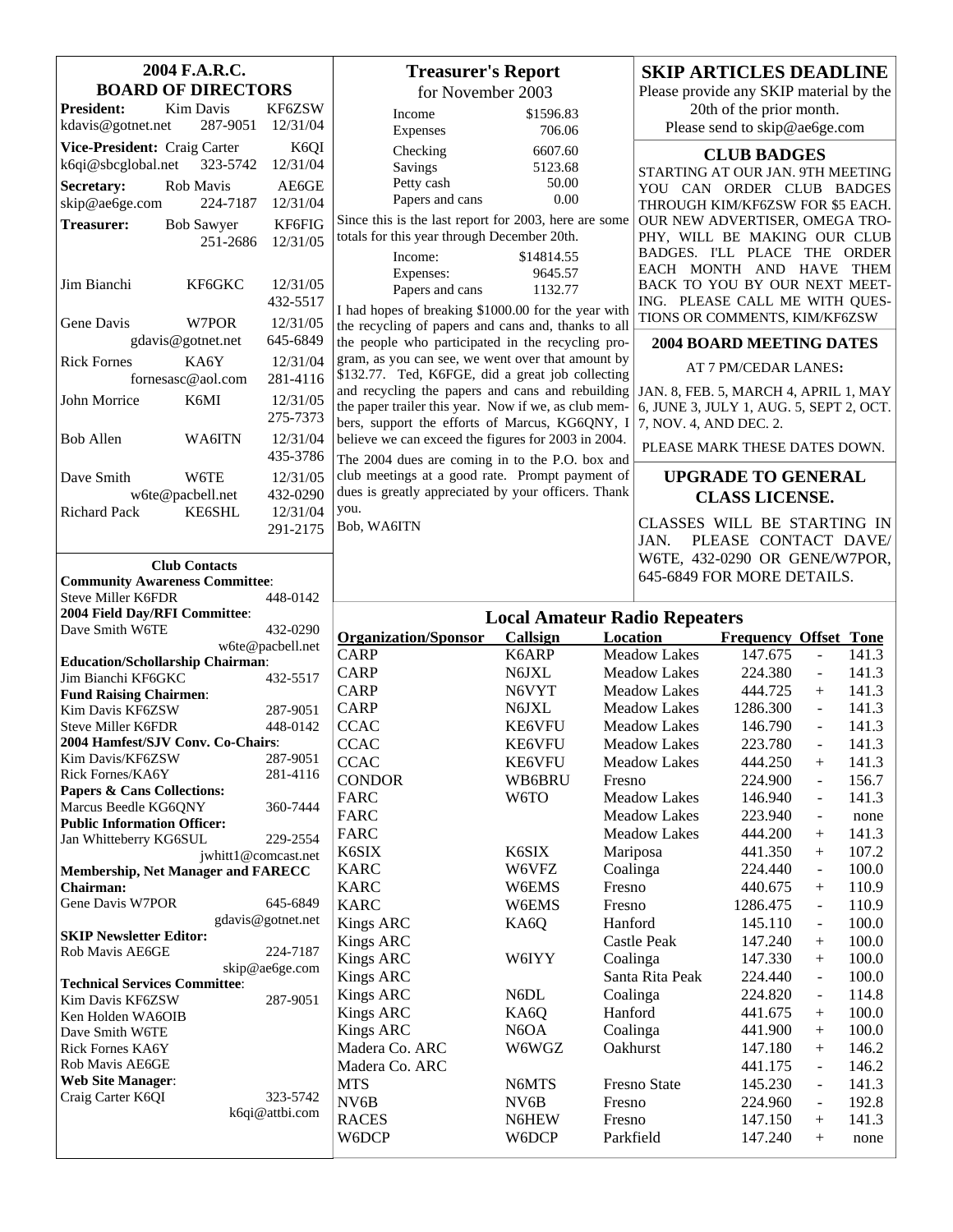## 2004 F.A.R.C. BOARD OF DIRECTORS

**President:** Kim Davis KF6ZSW
kdavis@gotnet.net 287-9051 12/31/04

**Vice-President:** Craig Carter K6QI
k6qi@sbcglobal.net 323-5742 12/31/04

**Secretary:** Rob Mavis AE6GE
skip@ae6ge.com 224-7187 12/31/04

**Treasurer:** Bob Sawyer KF6FIG
251-2686 12/31/05

Jim Bianchi KF6GKC 12/31/05
432-5517

Gene Davis W7POR 12/31/05
gdavis@gotnet.net 645-6849

Rick Fornes KA6Y 12/31/04
fornesasc@aol.com 281-4116

John Morrice K6MI 12/31/05
275-7373

Bob Allen WA6ITN 12/31/04
435-3786

Dave Smith W6TE 12/31/05
w6te@pacbell.net 432-0290

Richard Pack KE6SHL 12/31/04
291-2175

### Club Contacts

**Community Awareness Committee**:
Steve Miller K6FDR 448-0142

**2004 Field Day/RFI Committee**:
Dave Smith W6TE 432-0290
w6te@pacbell.net

**Education/Schollarship Chairman**:
Jim Bianchi KF6GKC 432-5517

**Fund Raising Chairmen**:
Kim Davis KF6ZSW 287-9051
Steve Miller K6FDR 448-0142

**2004 Hamfest/SJV Conv. Co-Chairs**:
Kim Davis/KF6ZSW 287-9051
Rick Fornes/KA6Y 281-4116

**Papers & Cans Collections:**
Marcus Beedle KG6QNY 360-7444

**Public Information Officer:**
Jan Whitteberry KG6SUL 229-2554
jwhitt1@comcast.net

**Membership, Net Manager and FARECC Chairman:**
Gene Davis W7POR 645-6849
gdavis@gotnet.net

**SKIP Newsletter Editor:**
Rob Mavis AE6GE 224-7187
skip@ae6ge.com

**Technical Services Committee**:
Kim Davis KF6ZSW 287-9051
Ken Holden WA6OIB
Dave Smith W6TE
Rick Fornes KA6Y
Rob Mavis AE6GE

**Web Site Manager**:
Craig Carter K6QI 323-5742
k6qi@attbi.com

## Treasurer's Report

for November 2003

| | |
|---|---|
| Income | $1596.83 |
| Expenses | 706.06 |
| Checking | 6607.60 |
| Savings | 5123.68 |
| Petty cash | 50.00 |
| Papers and cans | 0.00 |

Since this is the last report for 2003, here are some totals for this year through December 20th.

| | |
|---|---|
| Income: | $14814.55 |
| Expenses: | 9645.57 |
| Papers and cans | 1132.77 |

I had hopes of breaking $1000.00 for the year with the recycling of papers and cans and, thanks to all the people who participated in the recycling program, as you can see, we went over that amount by $132.77. Ted, K6FGE, did a great job collecting and recycling the papers and cans and rebuilding the paper trailer this year. Now if we, as club members, support the efforts of Marcus, KG6QNY, I believe we can exceed the figures for 2003 in 2004.

The 2004 dues are coming in to the P.O. box and club meetings at a good rate. Prompt payment of dues is greatly appreciated by your officers. Thank you.

Bob, WA6ITN

## SKIP ARTICLES DEADLINE

Please provide any SKIP material by the 20th of the prior month. Please send to skip@ae6ge.com

## CLUB BADGES

STARTING AT OUR JAN. 9TH MEETING YOU CAN ORDER CLUB BADGES THROUGH KIM/KF6ZSW FOR $5 EACH. OUR NEW ADVERTISER, OMEGA TROPHY, WILL BE MAKING OUR CLUB BADGES. I'LL PLACE THE ORDER EACH MONTH AND HAVE THEM BACK TO YOU BY OUR NEXT MEETING. PLEASE CALL ME WITH QUESTIONS OR COMMENTS, KIM/KF6ZSW

## 2004 BOARD MEETING DATES

AT 7 PM/CEDAR LANES:

JAN. 8, FEB. 5, MARCH 4, APRIL 1, MAY 6, JUNE 3, JULY 1, AUG. 5, SEPT 2, OCT. 7, NOV. 4, AND DEC. 2.

PLEASE MARK THESE DATES DOWN.

## UPGRADE TO GENERAL CLASS LICENSE.

CLASSES WILL BE STARTING IN JAN. PLEASE CONTACT DAVE/W6TE, 432-0290 OR GENE/W7POR, 645-6849 FOR MORE DETAILS.

## Local Amateur Radio Repeaters

| Organization/Sponsor | Callsign | Location | Frequency | Offset | Tone |
|---|---|---|---|---|---|
| CARP | K6ARP | Meadow Lakes | 147.675 | - | 141.3 |
| CARP | N6JXL | Meadow Lakes | 224.380 | - | 141.3 |
| CARP | N6VYT | Meadow Lakes | 444.725 | + | 141.3 |
| CARP | N6JXL | Meadow Lakes | 1286.300 | - | 141.3 |
| CCAC | KE6VFU | Meadow Lakes | 146.790 | - | 141.3 |
| CCAC | KE6VFU | Meadow Lakes | 223.780 | - | 141.3 |
| CCAC | KE6VFU | Meadow Lakes | 444.250 | + | 141.3 |
| CONDOR | WB6BRU | Fresno | 224.900 | - | 156.7 |
| FARC | W6TO | Meadow Lakes | 146.940 | - | 141.3 |
| FARC | | Meadow Lakes | 223.940 | - | none |
| FARC | | Meadow Lakes | 444.200 | + | 141.3 |
| K6SIX | K6SIX | Mariposa | 441.350 | + | 107.2 |
| KARC | W6VFZ | Coalinga | 224.440 | - | 100.0 |
| KARC | W6EMS | Fresno | 440.675 | + | 110.9 |
| KARC | W6EMS | Fresno | 1286.475 | - | 110.9 |
| Kings ARC | KA6Q | Hanford | 145.110 | - | 100.0 |
| Kings ARC | | Castle Peak | 147.240 | + | 100.0 |
| Kings ARC | W6IYY | Coalinga | 147.330 | + | 100.0 |
| Kings ARC | | Santa Rita Peak | 224.440 | - | 100.0 |
| Kings ARC | N6DL | Coalinga | 224.820 | - | 114.8 |
| Kings ARC | KA6Q | Hanford | 441.675 | + | 100.0 |
| Kings ARC | N6OA | Coalinga | 441.900 | + | 100.0 |
| Madera Co. ARC | W6WGZ | Oakhurst | 147.180 | + | 146.2 |
| Madera Co. ARC | | | 441.175 | - | 146.2 |
| MTS | N6MTS | Fresno State | 145.230 | - | 141.3 |
| NV6B | NV6B | Fresno | 224.960 | - | 192.8 |
| RACES | N6HEW | Fresno | 147.150 | + | 141.3 |
| W6DCP | W6DCP | Parkfield | 147.240 | + | none |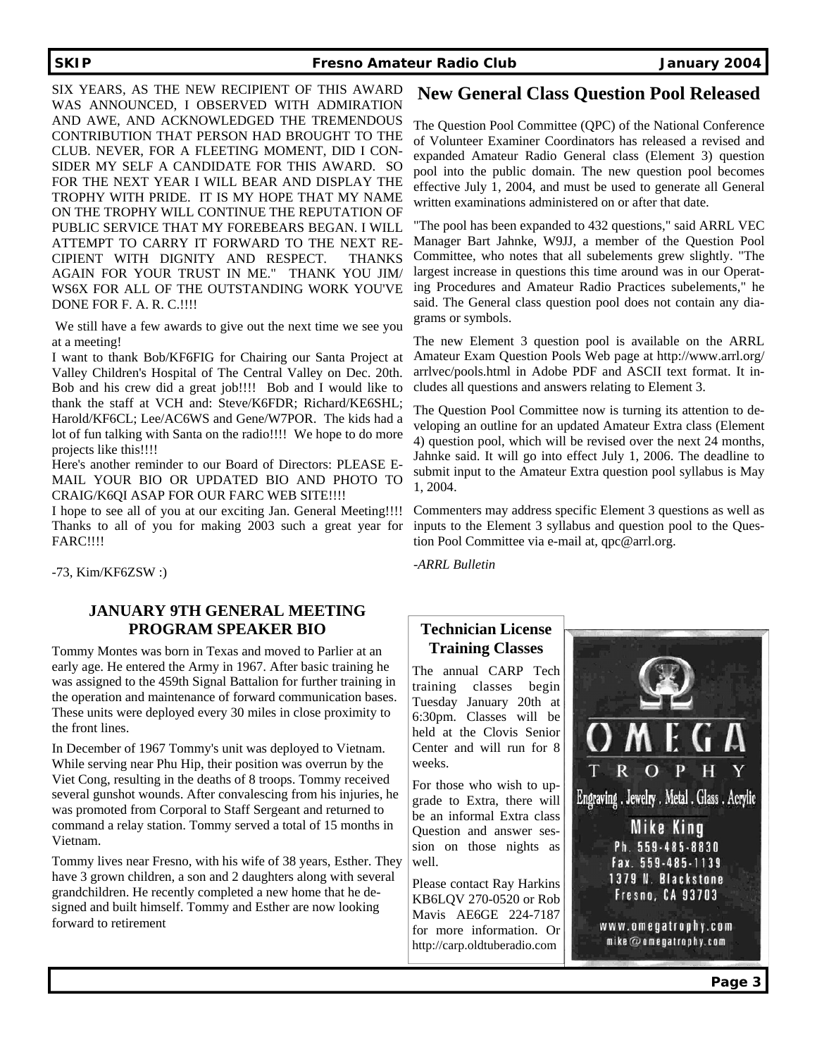SIX YEARS, AS THE NEW RECIPIENT OF THIS AWARD WAS ANNOUNCED, I OBSERVED WITH ADMIRATION AND AWE, AND ACKNOWLEDGED THE TREMENDOUS CONTRIBUTION THAT PERSON HAD BROUGHT TO THE CLUB. NEVER, FOR A FLEETING MOMENT, DID I CONSIDER MY SELF A CANDIDATE FOR THIS AWARD. SO FOR THE NEXT YEAR I WILL BEAR AND DISPLAY THE TROPHY WITH PRIDE. IT IS MY HOPE THAT MY NAME ON THE TROPHY WILL CONTINUE THE REPUTATION OF PUBLIC SERVICE THAT MY FOREBEARS BEGAN. I WILL ATTEMPT TO CARRY IT FORWARD TO THE NEXT RECIPIENT WITH DIGNITY AND RESPECT. THANKS AGAIN FOR YOUR TRUST IN ME." THANK YOU JIM/WS6X FOR ALL OF THE OUTSTANDING WORK YOU'VE DONE FOR F. A. R. C.!!!!

We still have a few awards to give out the next time we see you at a meeting!

I want to thank Bob/KF6FIG for Chairing our Santa Project at Valley Children's Hospital of The Central Valley on Dec. 20th. Bob and his crew did a great job!!!! Bob and I would like to thank the staff at VCH and: Steve/K6FDR; Richard/KE6SHL; Harold/KF6CL; Lee/AC6WS and Gene/W7POR. The kids had a lot of fun talking with Santa on the radio!!!! We hope to do more projects like this!!!!

Here's another reminder to our Board of Directors: PLEASE E-MAIL YOUR BIO OR UPDATED BIO AND PHOTO TO CRAIG/K6QI ASAP FOR OUR FARC WEB SITE!!!!

I hope to see all of you at our exciting Jan. General Meeting!!!! Thanks to all of you for making 2003 such a great year for FARC!!!!

-73, Kim/KF6ZSW :)

## New General Class Question Pool Released

The Question Pool Committee (QPC) of the National Conference of Volunteer Examiner Coordinators has released a revised and expanded Amateur Radio General class (Element 3) question pool into the public domain. The new question pool becomes effective July 1, 2004, and must be used to generate all General written examinations administered on or after that date.

"The pool has been expanded to 432 questions," said ARRL VEC Manager Bart Jahnke, W9JJ, a member of the Question Pool Committee, who notes that all subelements grew slightly. "The largest increase in questions this time around was in our Operating Procedures and Amateur Radio Practices subelements," he said. The General class question pool does not contain any diagrams or symbols.

The new Element 3 question pool is available on the ARRL Amateur Exam Question Pools Web page at http://www.arrl.org/arrlvec/pools.html in Adobe PDF and ASCII text format. It includes all questions and answers relating to Element 3.

The Question Pool Committee now is turning its attention to developing an outline for an updated Amateur Extra class (Element 4) question pool, which will be revised over the next 24 months, Jahnke said. It will go into effect July 1, 2006. The deadline to submit input to the Amateur Extra question pool syllabus is May 1, 2004.

Commenters may address specific Element 3 questions as well as inputs to the Element 3 syllabus and question pool to the Question Pool Committee via e-mail at, qpc@arrl.org.

*-ARRL Bulletin*

## JANUARY 9TH GENERAL MEETING PROGRAM SPEAKER BIO

Tommy Montes was born in Texas and moved to Parlier at an early age. He entered the Army in 1967. After basic training he was assigned to the 459th Signal Battalion for further training in the operation and maintenance of forward communication bases. These units were deployed every 30 miles in close proximity to the front lines.

In December of 1967 Tommy's unit was deployed to Vietnam. While serving near Phu Hip, their position was overrun by the Viet Cong, resulting in the deaths of 8 troops. Tommy received several gunshot wounds. After convalescing from his injuries, he was promoted from Corporal to Staff Sergeant and returned to command a relay station. Tommy served a total of 15 months in Vietnam.

Tommy lives near Fresno, with his wife of 38 years, Esther. They have 3 grown children, a son and 2 daughters along with several grandchildren. He recently completed a new home that he designed and built himself. Tommy and Esther are now looking forward to retirement

## Technician License Training Classes

The annual CARP Tech training classes begin Tuesday January 20th at 6:30pm. Classes will be held at the Clovis Senior Center and will run for 8 weeks.

For those who wish to upgrade to Extra, there will be an informal Extra class Question and answer session on those nights as well.

Please contact Ray Harkins KB6LQV 270-0520 or Rob Mavis AE6GE 224-7187 for more information. Or http://carp.oldtuberadio.com

OMEGA TROPHY

Engraving . Jewelry . Metal . Glass . Acrylic

Mike King
Ph. 559-485-8830
Fax. 559-485-1139
1379 N. Blackstone
Fresno, CA 93703

www.omegatrophy.com
mike@omegatrophy.com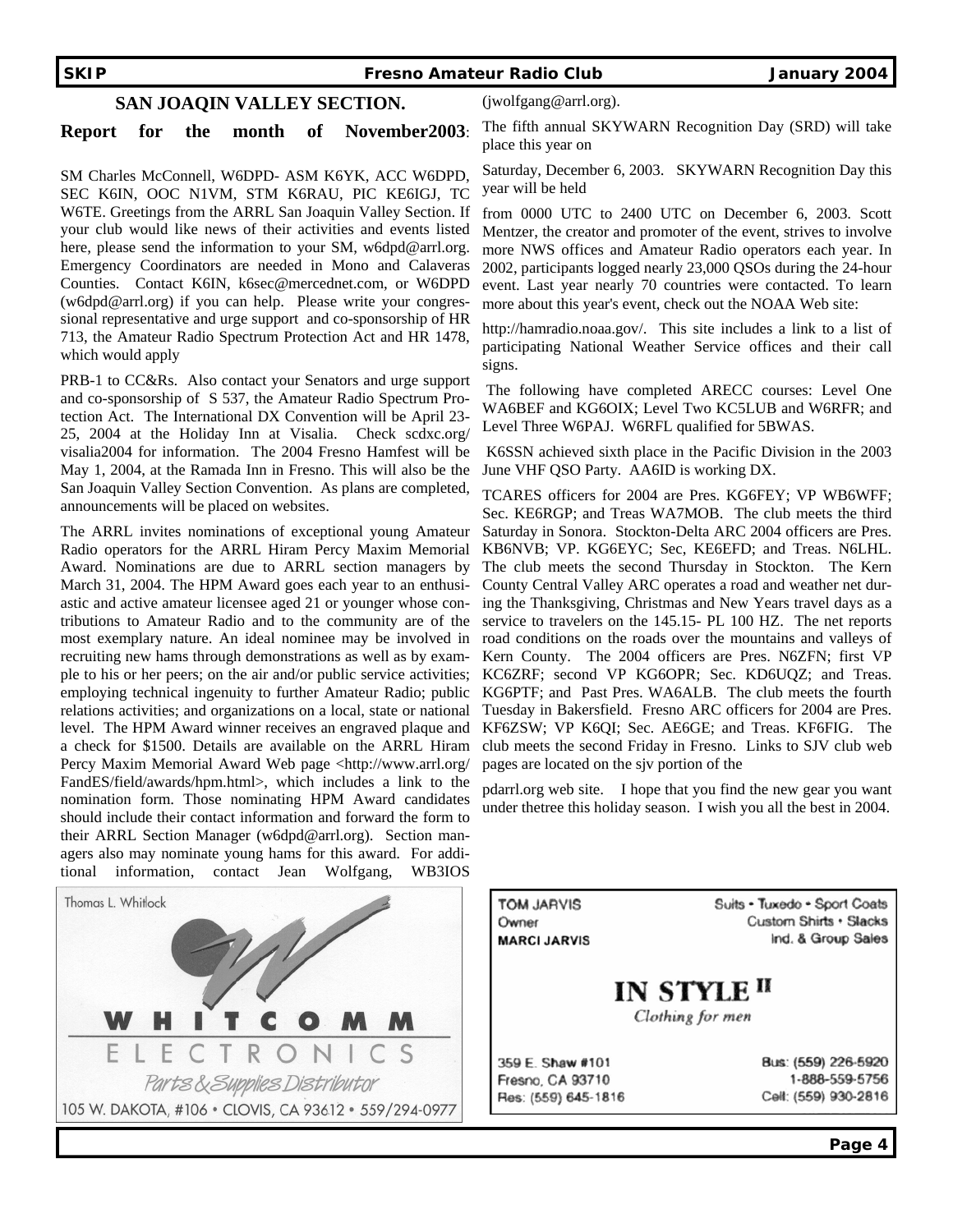## SAN JOAQIN VALLEY SECTION.

**Report for the month of November2003**:

SM Charles McConnell, W6DPD- ASM K6YK, ACC W6DPD, SEC K6IN, OOC N1VM, STM K6RAU, PIC KE6IGJ, TC W6TE. Greetings from the ARRL San Joaquin Valley Section. If your club would like news of their activities and events listed here, please send the information to your SM, w6dpd@arrl.org. Emergency Coordinators are needed in Mono and Calaveras Counties. Contact K6IN, k6sec@mercednet.com, or W6DPD (w6dpd@arrl.org) if you can help. Please write your congressional representative and urge support and co-sponsorship of HR 713, the Amateur Radio Spectrum Protection Act and HR 1478, which would apply

PRB-1 to CC&Rs. Also contact your Senators and urge support and co-sponsorship of S 537, the Amateur Radio Spectrum Protection Act. The International DX Convention will be April 23-25, 2004 at the Holiday Inn at Visalia. Check scdxc.org/visalia2004 for information. The 2004 Fresno Hamfest will be May 1, 2004, at the Ramada Inn in Fresno. This will also be the San Joaquin Valley Section Convention. As plans are completed, announcements will be placed on websites.

The ARRL invites nominations of exceptional young Amateur Radio operators for the ARRL Hiram Percy Maxim Memorial Award. Nominations are due to ARRL section managers by March 31, 2004. The HPM Award goes each year to an enthusiastic and active amateur licensee aged 21 or younger whose contributions to Amateur Radio and to the community are of the most exemplary nature. An ideal nominee may be involved in recruiting new hams through demonstrations as well as by example to his or her peers; on the air and/or public service activities; employing technical ingenuity to further Amateur Radio; public relations activities; and organizations on a local, state or national level. The HPM Award winner receives an engraved plaque and a check for $1500. Details are available on the ARRL Hiram Percy Maxim Memorial Award Web page <http://www.arrl.org/FandES/field/awards/hpm.html>, which includes a link to the nomination form. Those nominating HPM Award candidates should include their contact information and forward the form to their ARRL Section Manager (w6dpd@arrl.org). Section managers also may nominate young hams for this award. For additional information, contact Jean Wolfgang, WB3IOS (jwolfgang@arrl.org).

The fifth annual SKYWARN Recognition Day (SRD) will take place this year on

Saturday, December 6, 2003. SKYWARN Recognition Day this year will be held

from 0000 UTC to 2400 UTC on December 6, 2003. Scott Mentzer, the creator and promoter of the event, strives to involve more NWS offices and Amateur Radio operators each year. In 2002, participants logged nearly 23,000 QSOs during the 24-hour event. Last year nearly 70 countries were contacted. To learn more about this year's event, check out the NOAA Web site:

http://hamradio.noaa.gov/. This site includes a link to a list of participating National Weather Service offices and their call signs.

The following have completed ARECC courses: Level One WA6BEF and KG6OIX; Level Two KC5LUB and W6RFR; and Level Three W6PAJ. W6RFL qualified for 5BWAS.

K6SSN achieved sixth place in the Pacific Division in the 2003 June VHF QSO Party. AA6ID is working DX.

TCARES officers for 2004 are Pres. KG6FEY; VP WB6WFF; Sec. KE6RGP; and Treas WA7MOB. The club meets the third Saturday in Sonora. Stockton-Delta ARC 2004 officers are Pres. KB6NVB; VP. KG6EYC; Sec, KE6EFD; and Treas. N6LHL. The club meets the second Thursday in Stockton. The Kern County Central Valley ARC operates a road and weather net during the Thanksgiving, Christmas and New Years travel days as a service to travelers on the 145.15- PL 100 HZ. The net reports road conditions on the roads over the mountains and valleys of Kern County. The 2004 officers are Pres. N6ZFN; first VP KC6ZRF; second VP KG6OPR; Sec. KD6UQZ; and Treas. KG6PTF; and Past Pres. WA6ALB. The club meets the fourth Tuesday in Bakersfield. Fresno ARC officers for 2004 are Pres. KF6ZSW; VP K6QI; Sec. AE6GE; and Treas. KF6FIG. The club meets the second Friday in Fresno. Links to SJV club web pages are located on the sjv portion of the

pdarrl.org web site. I hope that you find the new gear you want under thetree this holiday season. I wish you all the best in 2004.

---

Thomas L. Whitlock

**WHITCOMM ELECTRONICS**

*Parts & Supplies Distributor*

105 W. DAKOTA, #106 • CLOVIS, CA 93612 • 559/294-0977

---

**TOM JARVIS**
Owner
**MARCI JARVIS**

Suits • Tuxedo • Sport Coats
Custom Shirts • Slacks
Ind. & Group Sales

**IN STYLE II**
*Clothing for men*

359 E. Shaw #101
Fresno, CA 93710
Res: (559) 645-1816

Bus: (559) 226-5920
1-888-559-5756
Cell: (559) 930-2816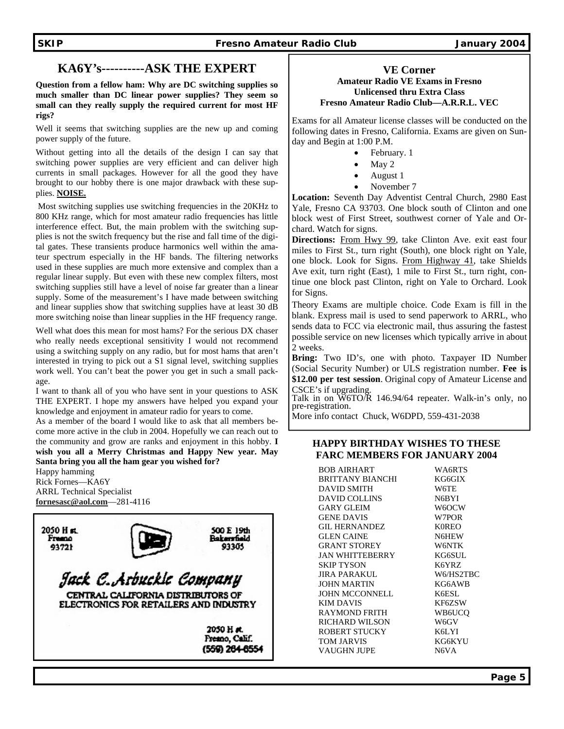## KA6Y's----------ASK THE EXPERT

**Question from a fellow ham: Why are DC switching supplies so much smaller than DC linear power supplies? They seem so small can they really supply the required current for most HF rigs?**

Well it seems that switching supplies are the new up and coming power supply of the future.

Without getting into all the details of the design I can say that switching power supplies are very efficient and can deliver high currents in small packages. However for all the good they have brought to our hobby there is one major drawback with these supplies. **NOISE.**

Most switching supplies use switching frequencies in the 20KHz to 800 KHz range, which for most amateur radio frequencies has little interference effect. But, the main problem with the switching supplies is not the switch frequency but the rise and fall time of the digital gates. These transients produce harmonics well within the amateur spectrum especially in the HF bands. The filtering networks used in these supplies are much more extensive and complex than a regular linear supply. But even with these new complex filters, most switching supplies still have a level of noise far greater than a linear supply. Some of the measurement's I have made between switching and linear supplies show that switching supplies have at least 30 dB more switching noise than linear supplies in the HF frequency range.

Well what does this mean for most hams? For the serious DX chaser who really needs exceptional sensitivity I would not recommend using a switching supply on any radio, but for most hams that aren't interested in trying to pick out a S1 signal level, switching supplies work well. You can't beat the power you get in such a small package.

I want to thank all of you who have sent in your questions to ASK THE EXPERT. I hope my answers have helped you expand your knowledge and enjoyment in amateur radio for years to come.

As a member of the board I would like to ask that all members become more active in the club in 2004. Hopefully we can reach out to the community and grow are ranks and enjoyment in this hobby. **I wish you all a Merry Christmas and Happy New year. May Santa bring you all the ham gear you wished for?**

Happy hamming
Rick Fornes—KA6Y
ARRL Technical Specialist
**fornesasc@aol.com**—281-4116

2050 H st. Fresno 93721 — 500 E 19th Bakersfield 93305

*Jack C. Arbuckle Company*

CENTRAL CALIFORNIA DISTRIBUTORS OF ELECTRONICS FOR RETAILERS AND INDUSTRY

2050 H st.
Fresno, Calif.
(559) 264-6554

### VE Corner

**Amateur Radio VE Exams in Fresno**
**Unlicensed thru Extra Class**
**Fresno Amateur Radio Club—A.R.R.L. VEC**

Exams for all Amateur license classes will be conducted on the following dates in Fresno, California. Exams are given on Sunday and Begin at 1:00 P.M.

- February. 1
- May 2
- August 1
- November 7

**Location:** Seventh Day Adventist Central Church, 2980 East Yale, Fresno CA 93703. One block south of Clinton and one block west of First Street, southwest corner of Yale and Orchard. Watch for signs.

**Directions:** From Hwy 99, take Clinton Ave. exit east four miles to First St., turn right (South), one block right on Yale, one block. Look for Signs. From Highway 41, take Shields Ave exit, turn right (East), 1 mile to First St., turn right, continue one block past Clinton, right on Yale to Orchard. Look for Signs.

Theory Exams are multiple choice. Code Exam is fill in the blank. Express mail is used to send paperwork to ARRL, who sends data to FCC via electronic mail, thus assuring the fastest possible service on new licenses which typically arrive in about 2 weeks.

**Bring:** Two ID's, one with photo. Taxpayer ID Number (Social Security Number) or ULS registration number. **Fee is $12.00 per test session**. Original copy of Amateur License and CSCE's if upgrading.

Talk in on W6TO/R 146.94/64 repeater. Walk-in's only, no pre-registration.

More info contact Chuck, W6DPD, 559-431-2038

### HAPPY BIRTHDAY WISHES TO THESE FARC MEMBERS FOR JANUARY 2004

| | |
|---|---|
| BOB AIRHART | WA6RTS |
| BRITTANY BIANCHI | KG6GIX |
| DAVID SMITH | W6TE |
| DAVID COLLINS | N6BYI |
| GARY GLEIM | W6OCW |
| GENE DAVIS | W7POR |
| GIL HERNANDEZ | K0REO |
| GLEN CAINE | N6HEW |
| GRANT STOREY | W6NTK |
| JAN WHITTEBERRY | KG6SUL |
| SKIP TYSON | K6YRZ |
| JIRA PARAKUL | W6/HS2TBC |
| JOHN MARTIN | KG6AWB |
| JOHN MCCONNELL | K6ESL |
| KIM DAVIS | KF6ZSW |
| RAYMOND FRITH | WB6UCQ |
| RICHARD WILSON | W6GV |
| ROBERT STUCKY | K6LYI |
| TOM JARVIS | KG6KYU |
| VAUGHN JUPE | N6VA |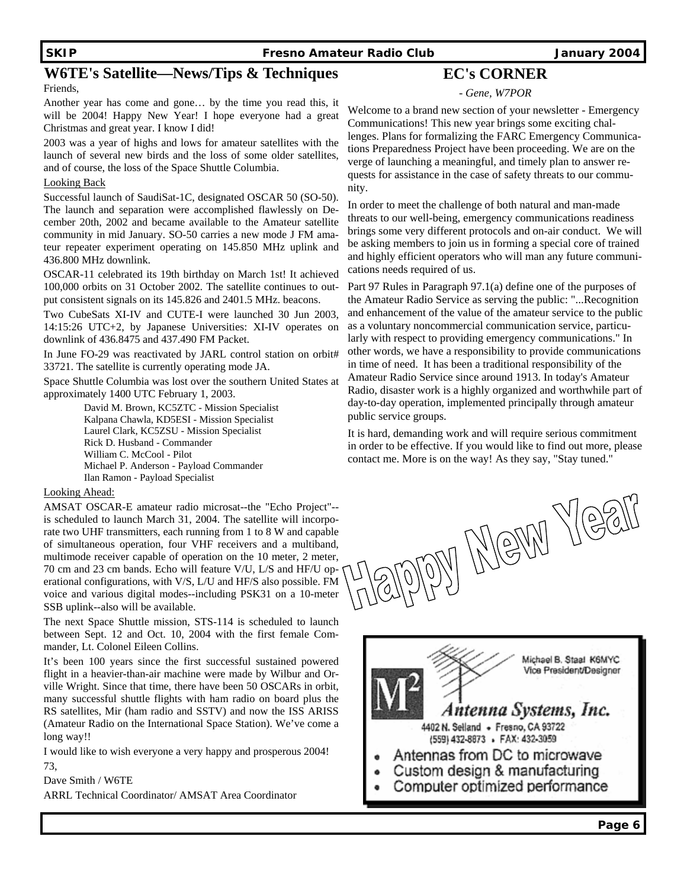## W6TE's Satellite—News/Tips & Techniques

Friends,

Another year has come and gone… by the time you read this, it will be 2004! Happy New Year! I hope everyone had a great Christmas and great year. I know I did!

2003 was a year of highs and lows for amateur satellites with the launch of several new birds and the loss of some older satellites, and of course, the loss of the Space Shuttle Columbia.

Looking Back

Successful launch of SaudiSat-1C, designated OSCAR 50 (SO-50). The launch and separation were accomplished flawlessly on December 20th, 2002 and became available to the Amateur satellite community in mid January. SO-50 carries a new mode J FM amateur repeater experiment operating on 145.850 MHz uplink and 436.800 MHz downlink.

OSCAR-11 celebrated its 19th birthday on March 1st! It achieved 100,000 orbits on 31 October 2002. The satellite continues to output consistent signals on its 145.826 and 2401.5 MHz. beacons.

Two CubeSats XI-IV and CUTE-I were launched 30 Jun 2003, 14:15:26 UTC+2, by Japanese Universities: XI-IV operates on downlink of 436.8475 and 437.490 FM Packet.

In June FO-29 was reactivated by JARL control station on orbit# 33721. The satellite is currently operating mode JA.

Space Shuttle Columbia was lost over the southern United States at approximately 1400 UTC February 1, 2003.

David M. Brown, KC5ZTC - Mission Specialist
Kalpana Chawla, KD5ESI - Mission Specialist
Laurel Clark, KC5ZSU - Mission Specialist
Rick D. Husband - Commander
William C. McCool - Pilot
Michael P. Anderson - Payload Commander
Ilan Ramon - Payload Specialist

Looking Ahead:

AMSAT OSCAR-E amateur radio microsat--the "Echo Project"--is scheduled to launch March 31, 2004. The satellite will incorporate two UHF transmitters, each running from 1 to 8 W and capable of simultaneous operation, four VHF receivers and a multiband, multimode receiver capable of operation on the 10 meter, 2 meter, 70 cm and 23 cm bands. Echo will feature V/U, L/S and HF/U operational configurations, with V/S, L/U and HF/S also possible. FM voice and various digital modes--including PSK31 on a 10-meter SSB uplink--also will be available.

The next Space Shuttle mission, STS-114 is scheduled to launch between Sept. 12 and Oct. 10, 2004 with the first female Commander, Lt. Colonel Eileen Collins.

It's been 100 years since the first successful sustained powered flight in a heavier-than-air machine were made by Wilbur and Orville Wright. Since that time, there have been 50 OSCARs in orbit, many successful shuttle flights with ham radio on board plus the RS satellites, Mir (ham radio and SSTV) and now the ISS ARISS (Amateur Radio on the International Space Station). We've come a long way!!

I would like to wish everyone a very happy and prosperous 2004!

73,

Dave Smith / W6TE

ARRL Technical Coordinator/ AMSAT Area Coordinator

## EC's CORNER

*- Gene, W7POR*

Welcome to a brand new section of your newsletter - Emergency Communications! This new year brings some exciting challenges. Plans for formalizing the FARC Emergency Communications Preparedness Project have been proceeding. We are on the verge of launching a meaningful, and timely plan to answer requests for assistance in the case of safety threats to our community.

In order to meet the challenge of both natural and man-made threats to our well-being, emergency communications readiness brings some very different protocols and on-air conduct. We will be asking members to join us in forming a special core of trained and highly efficient operators who will man any future communications needs required of us.

Part 97 Rules in Paragraph 97.1(a) define one of the purposes of the Amateur Radio Service as serving the public: "...Recognition and enhancement of the value of the amateur service to the public as a voluntary noncommercial communication service, particularly with respect to providing emergency communications." In other words, we have a responsibility to provide communications in time of need. It has been a traditional responsibility of the Amateur Radio Service since around 1913. In today's Amateur Radio, disaster work is a highly organized and worthwhile part of day-to-day operation, implemented principally through amateur public service groups.

It is hard, demanding work and will require serious commitment in order to be effective. If you would like to find out more, please contact me. More is on the way! As they say, "Stay tuned."

Happy New Year

M² Antenna Systems, Inc.

Michael B. Staal K6MYC
Vice President/Designer

4402 N. Selland • Fresno, CA 93722
(559) 432-8873 • FAX: 432-3059

- Antennas from DC to microwave
- Custom design & manufacturing
- Computer optimized performance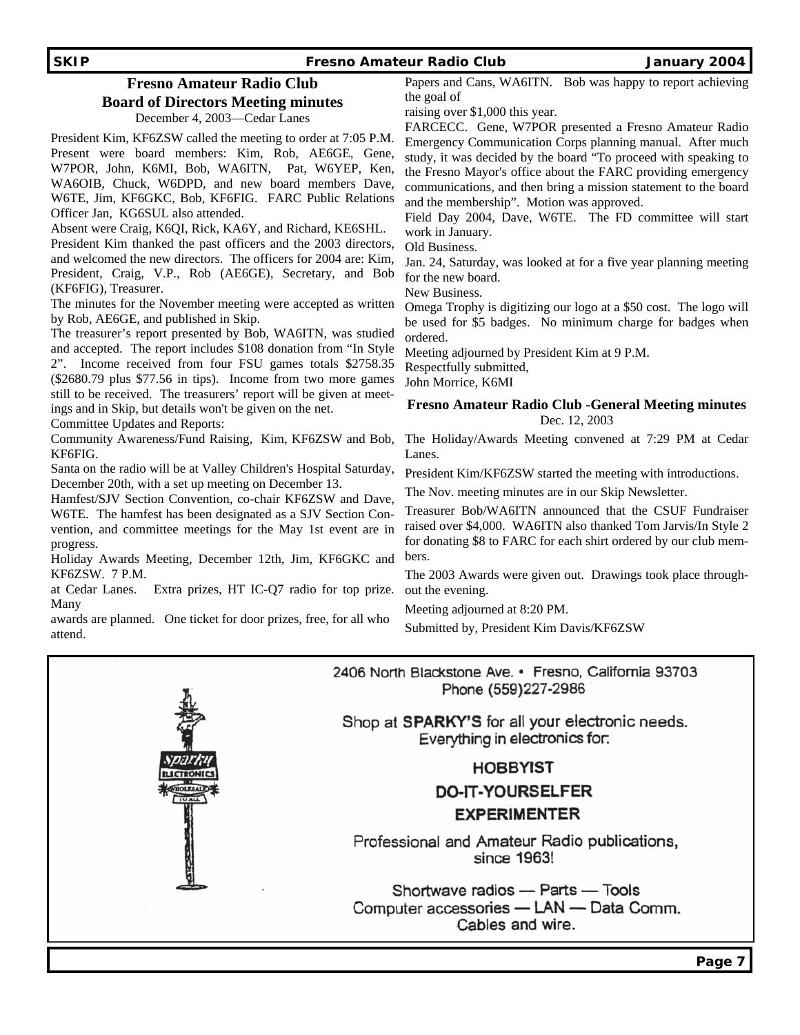# Fresno Amateur Radio Club

## Board of Directors Meeting minutes

December 4, 2003—Cedar Lanes

President Kim, KF6ZSW called the meeting to order at 7:05 P.M. Present were board members: Kim, Rob, AE6GE, Gene, W7POR, John, K6MI, Bob, WA6ITN, Pat, W6YEP, Ken, WA6OIB, Chuck, W6DPD, and new board members Dave, W6TE, Jim, KF6GKC, Bob, KF6FIG. FARC Public Relations Officer Jan, KG6SUL also attended.

Absent were Craig, K6QI, Rick, KA6Y, and Richard, KE6SHL.

President Kim thanked the past officers and the 2003 directors, and welcomed the new directors. The officers for 2004 are: Kim, President, Craig, V.P., Rob (AE6GE), Secretary, and Bob (KF6FIG), Treasurer.

The minutes for the November meeting were accepted as written by Rob, AE6GE, and published in Skip.

The treasurer's report presented by Bob, WA6ITN, was studied and accepted. The report includes $108 donation from "In Style 2". Income received from four FSU games totals $2758.35 ($2680.79 plus $77.56 in tips). Income from two more games still to be received. The treasurers' report will be given at meetings and in Skip, but details won't be given on the net.

Committee Updates and Reports:

Community Awareness/Fund Raising, Kim, KF6ZSW and Bob, KF6FIG.

Santa on the radio will be at Valley Children's Hospital Saturday, December 20th, with a set up meeting on December 13.

Hamfest/SJV Section Convention, co-chair KF6ZSW and Dave, W6TE. The hamfest has been designated as a SJV Section Convention, and committee meetings for the May 1st event are in progress.

Holiday Awards Meeting, December 12th, Jim, KF6GKC and KF6ZSW. 7 P.M. at Cedar Lanes. Extra prizes, HT IC-Q7 radio for top prize. Many awards are planned. One ticket for door prizes, free, for all who attend.

Papers and Cans, WA6ITN. Bob was happy to report achieving the goal of raising over $1,000 this year.

FARCECC. Gene, W7POR presented a Fresno Amateur Radio Emergency Communication Corps planning manual. After much study, it was decided by the board "To proceed with speaking to the Fresno Mayor's office about the FARC providing emergency communications, and then bring a mission statement to the board and the membership". Motion was approved.

Field Day 2004, Dave, W6TE. The FD committee will start work in January.

Old Business.

Jan. 24, Saturday, was looked at for a five year planning meeting for the new board.

New Business.

Omega Trophy is digitizing our logo at a $50 cost. The logo will be used for $5 badges. No minimum charge for badges when ordered.

Meeting adjourned by President Kim at 9 P.M.

Respectfully submitted,

John Morrice, K6MI

## Fresno Amateur Radio Club -General Meeting minutes

Dec. 12, 2003

The Holiday/Awards Meeting convened at 7:29 PM at Cedar Lanes.

President Kim/KF6ZSW started the meeting with introductions.

The Nov. meeting minutes are in our Skip Newsletter.

Treasurer Bob/WA6ITN announced that the CSUF Fundraiser raised over $4,000. WA6ITN also thanked Tom Jarvis/In Style 2 for donating $8 to FARC for each shirt ordered by our club members.

The 2003 Awards were given out. Drawings took place throughout the evening.

Meeting adjourned at 8:20 PM.

Submitted by, President Kim Davis/KF6ZSW

---

2406 North Blackstone Ave. • Fresno, California 93703
Phone (559)227-2986

Shop at **SPARKY'S** for all your electronic needs.
Everything in electronics for:

**HOBBYIST**

**DO-IT-YOURSELFER**

**EXPERIMENTER**

Professional and Amateur Radio publications, since 1963!

Shortwave radios — Parts — Tools
Computer accessories — LAN — Data Comm.
Cables and wire.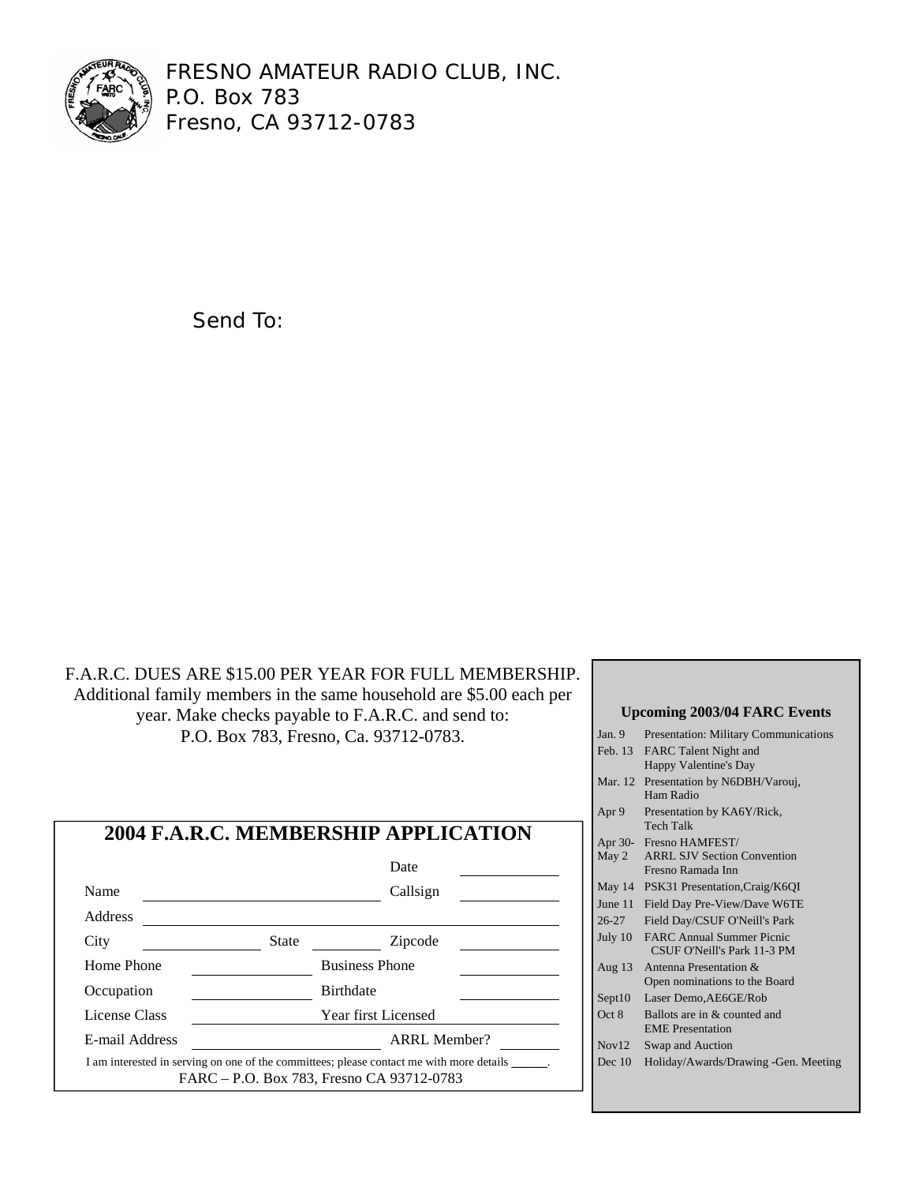FRESNO AMATEUR RADIO CLUB, INC.
P.O. Box 783
Fresno, CA 93712-0783

Send To:

F.A.R.C. DUES ARE $15.00 PER YEAR FOR FULL MEMBERSHIP. Additional family members in the same household are $5.00 each per year. Make checks payable to F.A.R.C. and send to:
P.O. Box 783, Fresno, Ca. 93712-0783.

## 2004 F.A.R.C. MEMBERSHIP APPLICATION

Date ____________

Name ______________________________ Callsign ____________

Address ______________________________________________

City ______________ State ________ Zipcode ____________

Home Phone ______________ Business Phone ____________

Occupation ______________ Birthdate ____________

License Class ______________ Year first Licensed ____________

E-mail Address ______________________ ARRL Member? ________

I am interested in serving on one of the committees; please contact me with more details ______.

FARC – P.O. Box 783, Fresno CA 93712-0783

### Upcoming 2003/04 FARC Events

| | |
|---|---|
| Jan. 9 | Presentation: Military Communications |
| Feb. 13 | FARC Talent Night and Happy Valentine's Day |
| Mar. 12 | Presentation by N6DBH/Varouj, Ham Radio |
| Apr 9 | Presentation by KA6Y/Rick, Tech Talk |
| Apr 30- May 2 | Fresno HAMFEST/ ARRL SJV Section Convention Fresno Ramada Inn |
| May 14 | PSK31 Presentation,Craig/K6QI |
| June 11 | Field Day Pre-View/Dave W6TE |
| 26-27 | Field Day/CSUF O'Neill's Park |
| July 10 | FARC Annual Summer Picnic CSUF O'Neill's Park 11-3 PM |
| Aug 13 | Antenna Presentation & Open nominations to the Board |
| Sept10 | Laser Demo,AE6GE/Rob |
| Oct 8 | Ballots are in & counted and EME Presentation |
| Nov12 | Swap and Auction |
| Dec 10 | Holiday/Awards/Drawing -Gen. Meeting |